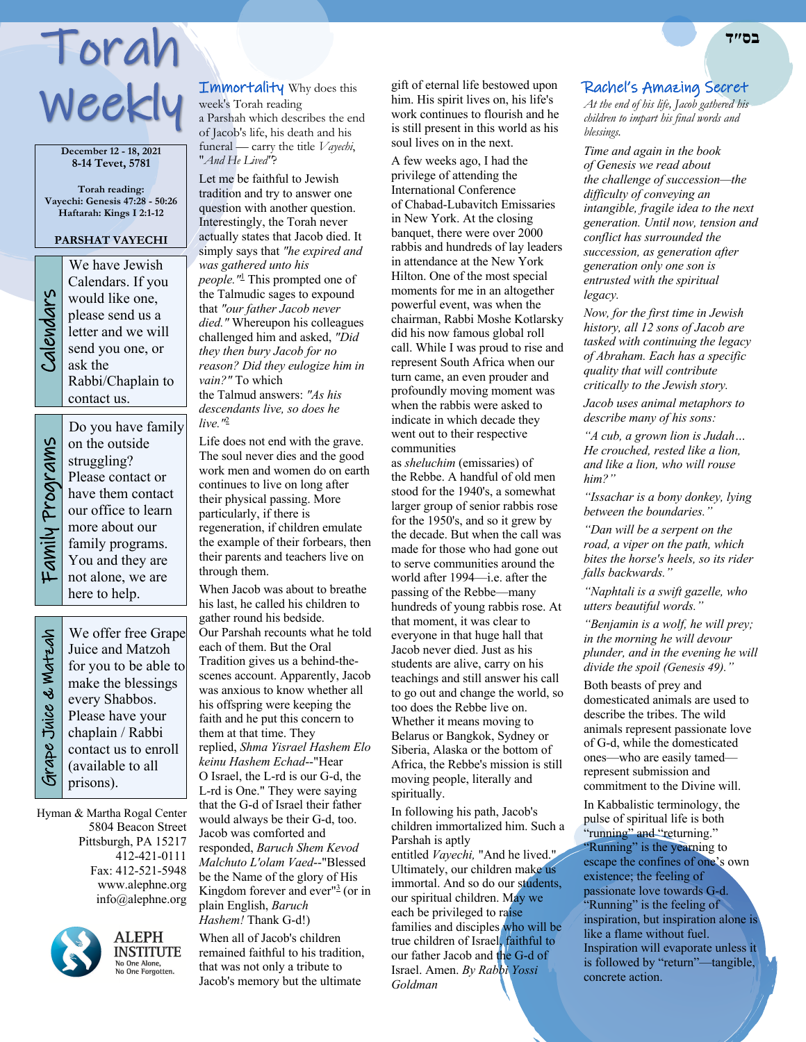בס"ד

# Torah Weekly

**December 12 - 18, 2021**
**8-14 Tevet, 5781**

**Torah reading:**
**Vayechi: Genesis 47:28 - 50:26**
**Haftarah: Kings I 2:1-12**

**PARSHAT VAYECHI**

### Calendars

We have Jewish Calendars. If you would like one, please send us a letter and we will send you one, or ask the Rabbi/Chaplain to contact us.

### Family Programs

Do you have family on the outside struggling? Please contact or have them contact our office to learn more about our family programs. You and they are not alone, we are here to help.

### Grape Juice & Matzah

We offer free Grape Juice and Matzoh for you to be able to make the blessings every Shabbos. Please have your chaplain / Rabbi contact us to enroll (available to all prisons).

Hyman & Martha Rogal Center
5804 Beacon Street
Pittsburgh, PA 15217
412-421-0111
Fax: 412-521-5948
www.alephne.org
info@alephne.org

ALEPH INSTITUTE
No One Alone,
No One Forgotten.

## Immortality

Why does this week's Torah reading a Parshah which describes the end of Jacob's life, his death and his funeral — carry the title *Vayechi*, "*And He Lived*"?

Let me be faithful to Jewish tradition and try to answer one question with another question. Interestingly, the Torah never actually states that Jacob died. It simply says that *"he expired and was gathered unto his people."*[1] This prompted one of the Talmudic sages to expound that *"our father Jacob never died."* Whereupon his colleagues challenged him and asked, *"Did they then bury Jacob for no reason? Did they eulogize him in vain?"* To which the Talmud answers: *"As his descendants live, so does he live."*[2]

Life does not end with the grave. The soul never dies and the good work men and women do on earth continues to live on long after their physical passing. More particularly, if there is regeneration, if children emulate the example of their forbears, then their parents and teachers live on through them.

When Jacob was about to breathe his last, he called his children to gather round his bedside. Our Parshah recounts what he told each of them. But the Oral Tradition gives us a behind-the-scenes account. Apparently, Jacob was anxious to know whether all his offspring were keeping the faith and he put this concern to them at that time. They replied, *Shma Yisrael Hashem Elo keinu Hashem Echad*--"Hear O Israel, the L-rd is our G-d, the L-rd is One." They were saying that the G-d of Israel their father would always be their G-d, too. Jacob was comforted and responded, *Baruch Shem Kevod Malchuto L'olam Vaed*--"Blessed be the Name of the glory of His Kingdom forever and ever"[3] (or in plain English, *Baruch Hashem!* Thank G-d!)

When all of Jacob's children remained faithful to his tradition, that was not only a tribute to Jacob's memory but the ultimate gift of eternal life bestowed upon him. His spirit lives on, his life's work continues to flourish and he is still present in this world as his soul lives on in the next.

A few weeks ago, I had the privilege of attending the International Conference of Chabad-Lubavitch Emissaries in New York. At the closing banquet, there were over 2000 rabbis and hundreds of lay leaders in attendance at the New York Hilton. One of the most special moments for me in an altogether powerful event, was when the chairman, Rabbi Moshe Kotlarsky did his now famous global roll call. While I was proud to rise and represent South Africa when our turn came, an even prouder and profoundly moving moment was when the rabbis were asked to indicate in which decade they went out to their respective communities as *sheluchim* (emissaries) of the Rebbe. A handful of old men stood for the 1940's, a somewhat larger group of senior rabbis rose for the 1950's, and so it grew by the decade. But when the call was made for those who had gone out to serve communities around the world after 1994—i.e. after the passing of the Rebbe—many hundreds of young rabbis rose. At that moment, it was clear to everyone in that huge hall that Jacob never died. Just as his students are alive, carry on his teachings and still answer his call to go out and change the world, so too does the Rebbe live on. Whether it means moving to Belarus or Bangkok, Sydney or Siberia, Alaska or the bottom of Africa, the Rebbe's mission is still moving people, literally and spiritually.

In following his path, Jacob's children immortalized him. Such a Parshah is aptly entitled *Vayechi,* "And he lived." Ultimately, our children make us immortal. And so do our students, our spiritual children. May we each be privileged to raise families and disciples who will be true children of Israel, faithful to our father Jacob and the G-d of Israel. Amen. *By Rabbi Yossi Goldman*

## Rachel's Amazing Secret

*At the end of his life, Jacob gathered his children to impart his final words and blessings.*

*Time and again in the book of Genesis we read about the challenge of succession—the difficulty of conveying an intangible, fragile idea to the next generation. Until now, tension and conflict has surrounded the succession, as generation after generation only one son is entrusted with the spiritual legacy.*

*Now, for the first time in Jewish history, all 12 sons of Jacob are tasked with continuing the legacy of Abraham. Each has a specific quality that will contribute critically to the Jewish story.*

*Jacob uses animal metaphors to describe many of his sons:*

*"A cub, a grown lion is Judah… He crouched, rested like a lion, and like a lion, who will rouse him?"*

*"Issachar is a bony donkey, lying between the boundaries."*

*"Dan will be a serpent on the road, a viper on the path, which bites the horse's heels, so its rider falls backwards."*

*"Naphtali is a swift gazelle, who utters beautiful words."*

*"Benjamin is a wolf, he will prey; in the morning he will devour plunder, and in the evening he will divide the spoil (Genesis 49)."*

Both beasts of prey and domesticated animals are used to describe the tribes. The wild animals represent passionate love of G-d, while the domesticated ones—who are easily tamed—represent submission and commitment to the Divine will.

In Kabbalistic terminology, the pulse of spiritual life is both "running" and "returning." "Running" is the yearning to escape the confines of one's own existence; the feeling of passionate love towards G-d. "Running" is the feeling of inspiration, but inspiration alone is like a flame without fuel. Inspiration will evaporate unless it is followed by "return"—tangible, concrete action.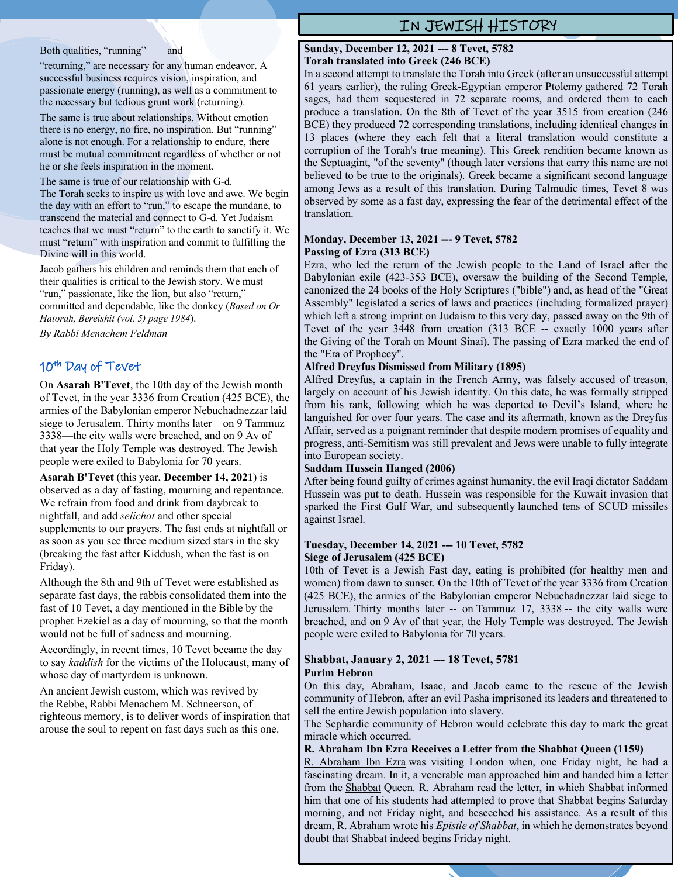Both qualities, "running" and "returning," are necessary for any human endeavor. A successful business requires vision, inspiration, and passionate energy (running), as well as a commitment to the necessary but tedious grunt work (returning).

The same is true about relationships. Without emotion there is no energy, no fire, no inspiration. But "running" alone is not enough. For a relationship to endure, there must be mutual commitment regardless of whether or not he or she feels inspiration in the moment.

The same is true of our relationship with G-d. The Torah seeks to inspire us with love and awe. We begin the day with an effort to "run," to escape the mundane, to transcend the material and connect to G-d. Yet Judaism teaches that we must "return" to the earth to sanctify it. We must "return" with inspiration and commit to fulfilling the Divine will in this world.

Jacob gathers his children and reminds them that each of their qualities is critical to the Jewish story. We must "run," passionate, like the lion, but also "return," committed and dependable, like the donkey (*Based on Or Hatorah, Bereishit (vol. 5) page 1984*).

*By Rabbi Menachem Feldman*

## 10th Day of Tevet

On **Asarah B'Tevet**, the 10th day of the Jewish month of Tevet, in the year 3336 from Creation (425 BCE), the armies of the Babylonian emperor Nebuchadnezzar laid siege to Jerusalem. Thirty months later—on 9 Tammuz 3338—the city walls were breached, and on 9 Av of that year the Holy Temple was destroyed. The Jewish people were exiled to Babylonia for 70 years.

**Asarah B'Tevet** (this year, **December 14, 2021**) is observed as a day of fasting, mourning and repentance. We refrain from food and drink from daybreak to nightfall, and add *selichot* and other special supplements to our prayers. The fast ends at nightfall or as soon as you see three medium sized stars in the sky (breaking the fast after Kiddush, when the fast is on Friday).

Although the 8th and 9th of Tevet were established as separate fast days, the rabbis consolidated them into the fast of 10 Tevet, a day mentioned in the Bible by the prophet Ezekiel as a day of mourning, so that the month would not be full of sadness and mourning.

Accordingly, in recent times, 10 Tevet became the day to say *kaddish* for the victims of the Holocaust, many of whose day of martyrdom is unknown.

An ancient Jewish custom, which was revived by the Rebbe, Rabbi Menachem M. Schneerson, of righteous memory, is to deliver words of inspiration that arouse the soul to repent on fast days such as this one.

## IN JEWISH HISTORY

**Sunday, December 12, 2021 --- 8 Tevet, 5782**
**Torah translated into Greek (246 BCE)**

In a second attempt to translate the Torah into Greek (after an unsuccessful attempt 61 years earlier), the ruling Greek-Egyptian emperor Ptolemy gathered 72 Torah sages, had them sequestered in 72 separate rooms, and ordered them to each produce a translation. On the 8th of Tevet of the year 3515 from creation (246 BCE) they produced 72 corresponding translations, including identical changes in 13 places (where they each felt that a literal translation would constitute a corruption of the Torah's true meaning). This Greek rendition became known as the Septuagint, "of the seventy" (though later versions that carry this name are not believed to be true to the originals). Greek became a significant second language among Jews as a result of this translation. During Talmudic times, Tevet 8 was observed by some as a fast day, expressing the fear of the detrimental effect of the translation.

**Monday, December 13, 2021 --- 9 Tevet, 5782**
**Passing of Ezra (313 BCE)**

Ezra, who led the return of the Jewish people to the Land of Israel after the Babylonian exile (423-353 BCE), oversaw the building of the Second Temple, canonized the 24 books of the Holy Scriptures ("bible") and, as head of the "Great Assembly" legislated a series of laws and practices (including formalized prayer) which left a strong imprint on Judaism to this very day, passed away on the 9th of Tevet of the year 3448 from creation (313 BCE -- exactly 1000 years after the Giving of the Torah on Mount Sinai). The passing of Ezra marked the end of the "Era of Prophecy".

**Alfred Dreyfus Dismissed from Military (1895)**

Alfred Dreyfus, a captain in the French Army, was falsely accused of treason, largely on account of his Jewish identity. On this date, he was formally stripped from his rank, following which he was deported to Devil's Island, where he languished for over four years. The case and its aftermath, known as the Dreyfus Affair, served as a poignant reminder that despite modern promises of equality and progress, anti-Semitism was still prevalent and Jews were unable to fully integrate into European society.

**Saddam Hussein Hanged (2006)**

After being found guilty of crimes against humanity, the evil Iraqi dictator Saddam Hussein was put to death. Hussein was responsible for the Kuwait invasion that sparked the First Gulf War, and subsequently launched tens of SCUD missiles against Israel.

**Tuesday, December 14, 2021 --- 10 Tevet, 5782**
**Siege of Jerusalem (425 BCE)**

10th of Tevet is a Jewish Fast day, eating is prohibited (for healthy men and women) from dawn to sunset. On the 10th of Tevet of the year 3336 from Creation (425 BCE), the armies of the Babylonian emperor Nebuchadnezzar laid siege to Jerusalem. Thirty months later -- on Tammuz 17, 3338 -- the city walls were breached, and on 9 Av of that year, the Holy Temple was destroyed. The Jewish people were exiled to Babylonia for 70 years.

**Shabbat, January 2, 2021 --- 18 Tevet, 5781**
**Purim Hebron**

On this day, Abraham, Isaac, and Jacob came to the rescue of the Jewish community of Hebron, after an evil Pasha imprisoned its leaders and threatened to sell the entire Jewish population into slavery.

The Sephardic community of Hebron would celebrate this day to mark the great miracle which occurred.

**R. Abraham Ibn Ezra Receives a Letter from the Shabbat Queen (1159)**

R. Abraham Ibn Ezra was visiting London when, one Friday night, he had a fascinating dream. In it, a venerable man approached him and handed him a letter from the Shabbat Queen. R. Abraham read the letter, in which Shabbat informed him that one of his students had attempted to prove that Shabbat begins Saturday morning, and not Friday night, and beseeched his assistance. As a result of this dream, R. Abraham wrote his *Epistle of Shabbat*, in which he demonstrates beyond doubt that Shabbat indeed begins Friday night.